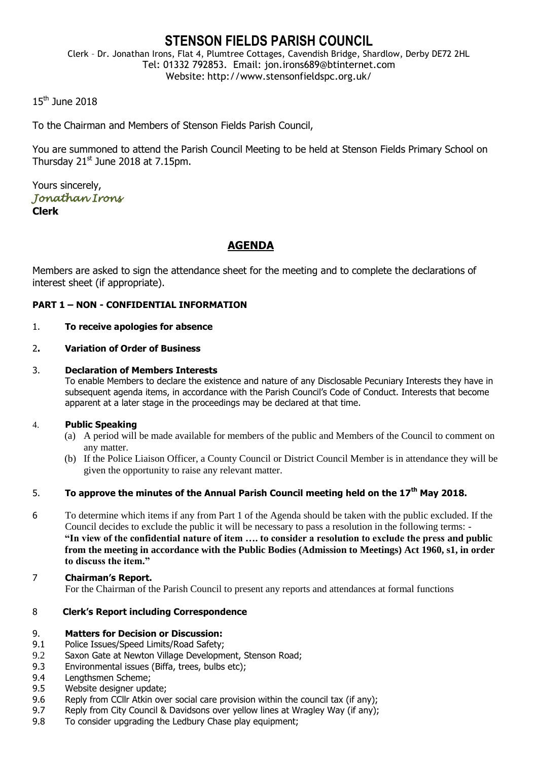# STENSON FIELDS PARISH COUNCIL

Clerk – Dr. Jonathan Irons, Flat 4, Plumtree Cottages, Cavendish Bridge, Shardlow, Derby DE72 2HL
Tel: 01332 792853. Email: jon.irons689@btinternet.com
Website: http://www.stensonfieldspc.org.uk/

15th June 2018

To the Chairman and Members of Stenson Fields Parish Council,

You are summoned to attend the Parish Council Meeting to be held at Stenson Fields Primary School on Thursday 21st June 2018 at 7.15pm.

Yours sincerely,
*Jonathan Irons*
**Clerk**

## AGENDA

Members are asked to sign the attendance sheet for the meeting and to complete the declarations of interest sheet (if appropriate).

**PART 1 – NON - CONFIDENTIAL INFORMATION**

1. **To receive apologies for absence**

2. **Variation of Order of Business**

3. **Declaration of Members Interests**
   To enable Members to declare the existence and nature of any Disclosable Pecuniary Interests they have in subsequent agenda items, in accordance with the Parish Council's Code of Conduct. Interests that become apparent at a later stage in the proceedings may be declared at that time.

4. **Public Speaking**
   (a) A period will be made available for members of the public and Members of the Council to comment on any matter.
   (b) If the Police Liaison Officer, a County Council or District Council Member is in attendance they will be given the opportunity to raise any relevant matter.

5. **To approve the minutes of the Annual Parish Council meeting held on the 17th May 2018.**

6. To determine which items if any from Part 1 of the Agenda should be taken with the public excluded. If the Council decides to exclude the public it will be necessary to pass a resolution in the following terms: -
   **"In view of the confidential nature of item …. to consider a resolution to exclude the press and public from the meeting in accordance with the Public Bodies (Admission to Meetings) Act 1960, s1, in order to discuss the item."**

7. **Chairman's Report.**
   For the Chairman of the Parish Council to present any reports and attendances at formal functions

8. **Clerk's Report including Correspondence**

9. **Matters for Decision or Discussion:**

9.1 Police Issues/Speed Limits/Road Safety;
9.2 Saxon Gate at Newton Village Development, Stenson Road;
9.3 Environmental issues (Biffa, trees, bulbs etc);
9.4 Lengthsmen Scheme;
9.5 Website designer update;
9.6 Reply from CCllr Atkin over social care provision within the council tax (if any);
9.7 Reply from City Council & Davidsons over yellow lines at Wragley Way (if any);
9.8 To consider upgrading the Ledbury Chase play equipment;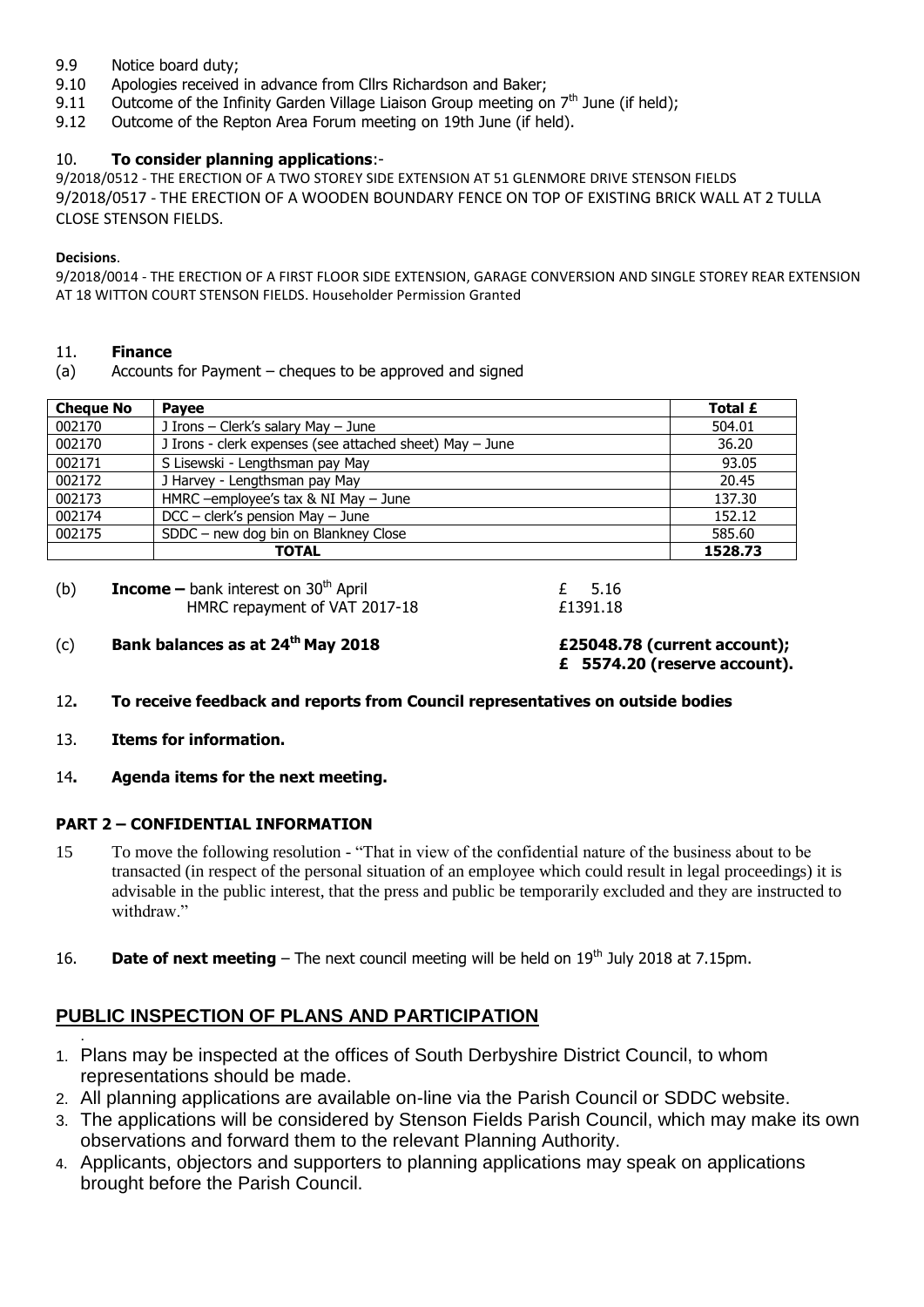9.9 Notice board duty;
9.10 Apologies received in advance from Cllrs Richardson and Baker;
9.11 Outcome of the Infinity Garden Village Liaison Group meeting on 7th June (if held);
9.12 Outcome of the Repton Area Forum meeting on 19th June (if held).

10. **To consider planning applications**:-

9/2018/0512 - THE ERECTION OF A TWO STOREY SIDE EXTENSION AT 51 GLENMORE DRIVE STENSON FIELDS
9/2018/0517 - THE ERECTION OF A WOODEN BOUNDARY FENCE ON TOP OF EXISTING BRICK WALL AT 2 TULLA CLOSE STENSON FIELDS.

**Decisions**.

9/2018/0014 - THE ERECTION OF A FIRST FLOOR SIDE EXTENSION, GARAGE CONVERSION AND SINGLE STOREY REAR EXTENSION AT 18 WITTON COURT STENSON FIELDS. Householder Permission Granted

11. **Finance**

(a) Accounts for Payment – cheques to be approved and signed

| Cheque No | Payee | Total £ |
|---|---|---|
| 002170 | J Irons – Clerk's salary May – June | 504.01 |
| 002170 | J Irons - clerk expenses (see attached sheet) May – June | 36.20 |
| 002171 | S Lisewski - Lengthsman pay May | 93.05 |
| 002172 | J Harvey - Lengthsman pay May | 20.45 |
| 002173 | HMRC –employee's tax & NI May – June | 137.30 |
| 002174 | DCC – clerk's pension May – June | 152.12 |
| 002175 | SDDC – new dog bin on Blankney Close | 585.60 |
| | **TOTAL** | **1528.73** |

(b) **Income –** bank interest on 30th April £ 5.16
HMRC repayment of VAT 2017-18 £1391.18

(c) **Bank balances as at 24th May 2018** **£25048.78 (current account);**
**£ 5574.20 (reserve account).**

12**. To receive feedback and reports from Council representatives on outside bodies**

13. **Items for information.**

14**. Agenda items for the next meeting.**

**PART 2 – CONFIDENTIAL INFORMATION**

15 To move the following resolution - "That in view of the confidential nature of the business about to be transacted (in respect of the personal situation of an employee which could result in legal proceedings) it is advisable in the public interest, that the press and public be temporarily excluded and they are instructed to withdraw."

16. **Date of next meeting** – The next council meeting will be held on 19th July 2018 at 7.15pm.

## PUBLIC INSPECTION OF PLANS AND PARTICIPATION

1. Plans may be inspected at the offices of South Derbyshire District Council, to whom representations should be made.
2. All planning applications are available on-line via the Parish Council or SDDC website.
3. The applications will be considered by Stenson Fields Parish Council, which may make its own observations and forward them to the relevant Planning Authority.
4. Applicants, objectors and supporters to planning applications may speak on applications brought before the Parish Council.